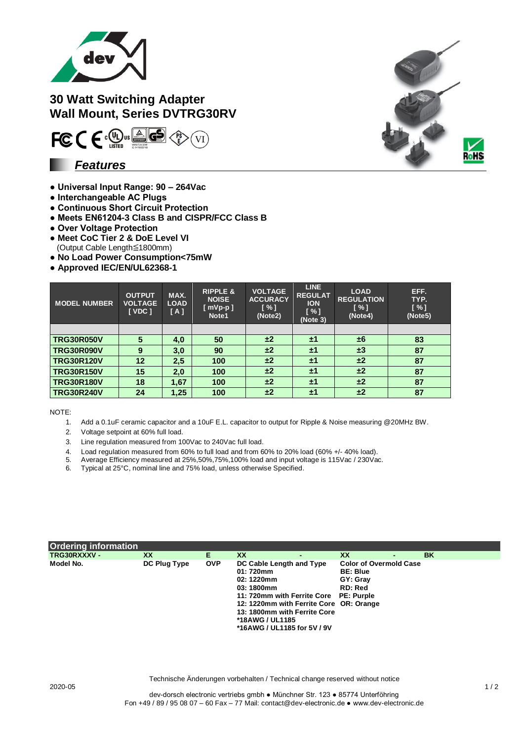# 30 Watt Switching Adapter
# Wall Mount, Series DVTRG30RV

## Features

- **Universal Input Range: 90 – 264Vac**
- **Interchangeable AC Plugs**
- **Continuous Short Circuit Protection**
- **Meets EN61204-3 Class B and CISPR/FCC Class B**
- **Over Voltage Protection**
- **Meet CoC Tier 2 & DoE Level VI**
  (Output Cable Length≦1800mm)
- **No Load Power Consumption<75mW**
- **Approved IEC/EN/UL62368-1**

| MODEL NUMBER | OUTPUT VOLTAGE [ VDC ] | MAX. LOAD [ A ] | RIPPLE & NOISE [ mVp-p ] Note1 | VOLTAGE ACCURACY [ % ] (Note2) | LINE REGULATION [ % ] (Note 3) | LOAD REGULATION [ % ] (Note4) | EFF. TYP. [ % ] (Note5) |
|---|---|---|---|---|---|---|---|
| | | | | | | | |
| **TRG30R050V** | **5** | **4,0** | **50** | **±2** | **±1** | **±6** | **83** |
| **TRG30R090V** | **9** | **3,0** | **90** | **±2** | **±1** | **±3** | **87** |
| **TRG30R120V** | **12** | **2,5** | **100** | **±2** | **±1** | **±2** | **87** |
| **TRG30R150V** | **15** | **2,0** | **100** | **±2** | **±1** | **±2** | **87** |
| **TRG30R180V** | **18** | **1,67** | **100** | **±2** | **±1** | **±2** | **87** |
| **TRG30R240V** | **24** | **1,25** | **100** | **±2** | **±1** | **±2** | **87** |

NOTE:

1. Add a 0.1uF ceramic capacitor and a 10uF E.L. capacitor to output for Ripple & Noise measuring @20MHz BW.
2. Voltage setpoint at 60% full load.
3. Line regulation measured from 100Vac to 240Vac full load.
4. Load regulation measured from 60% to full load and from 60% to 20% load (60% +/- 40% load).
5. Average Efficiency measured at 25%,50%,75%,100% load and input voltage is 115Vac / 230Vac.
6. Typical at 25°C, nominal line and 75% load, unless otherwise Specified.

## Ordering information

| TRG30RXXXV - | XX | E | XX - | XX - BK |
|---|---|---|---|---|
| **Model No.** | **DC Plug Type** | **OVP** | **DC Cable Length and Type**<br>**01: 720mm**<br>**02: 1220mm**<br>**03: 1800mm**<br>**11: 720mm with Ferrite Core**<br>**12: 1220mm with Ferrite Core**<br>**13: 1800mm with Ferrite Core**<br>**\*18AWG / UL1185**<br>**\*16AWG / UL1185 for 5V / 9V** | **Color of Overmold Case**<br>**BE: Blue**<br>**GY: Gray**<br>**RD: Red**<br>**PE: Purple**<br>**OR: Orange** |

Technische Änderungen vorbehalten / Technical change reserved without notice

2020-05

dev-dorsch electronic vertriebs gmbh ● Münchner Str. 123 ● 85774 Unterföhring
Fon +49 / 89 / 95 08 07 – 60 Fax – 77 Mail: contact@dev-electronic.de ● www.dev-electronic.de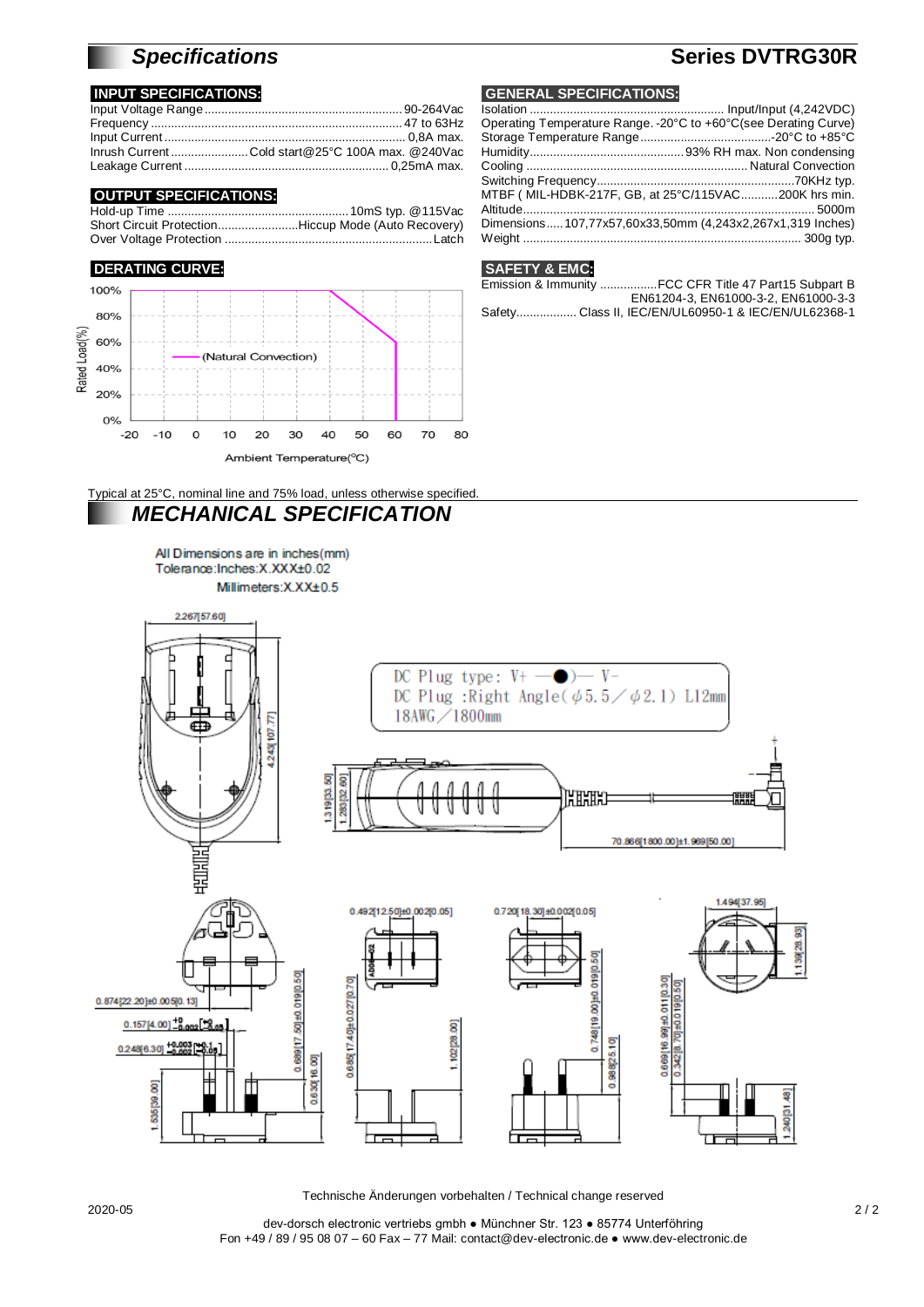# *Specifications*

## Series DVTRG30R

### INPUT SPECIFICATIONS:

| | |
|---|---|
| Input Voltage Range | 90-264Vac |
| Frequency | 47 to 63Hz |
| Input Current | 0,8A max. |
| Inrush Current | Cold start@25°C 100A max. @240Vac |
| Leakage Current | 0,25mA max. |

### OUTPUT SPECIFICATIONS:

| | |
|---|---|
| Hold-up Time | 10mS typ. @115Vac |
| Short Circuit Protection | Hiccup Mode (Auto Recovery) |
| Over Voltage Protection | Latch |

### DERATING CURVE:

100%
80%
60%
40%
20%
0%
Rated Load(%)
(Natural Convection)
-20 -10 0 10 20 30 40 50 60 70 80
Ambient Temperature(°C)

### GENERAL SPECIFICATIONS:

| | |
|---|---|
| Isolation | Input/Input (4,242VDC) |
| Operating Temperature Range | -20°C to +60°C(see Derating Curve) |
| Storage Temperature Range | -20°C to +85°C |
| Humidity | 93% RH max. Non condensing |
| Cooling | Natural Convection |
| Switching Frequency | 70KHz typ. |
| MTBF ( MIL-HDBK-217F, GB, at 25°C/115VAC | 200K hrs min. |
| Altitude | 5000m |
| Dimensions | 107,77x57,60x33,50mm (4,243x2,267x1,319 Inches) |
| Weight | 300g typ. |

### SAFETY & EMC:

| | |
|---|---|
| Emission & Immunity | FCC CFR Title 47 Part15 Subpart B<br>EN61204-3, EN61000-3-2, EN61000-3-3 |
| Safety | Class II, IEC/EN/UL60950-1 & IEC/EN/UL62368-1 |

Typical at 25°C, nominal line and 75% load, unless otherwise specified.

# *MECHANICAL SPECIFICATION*

All Dimensions are in inches(mm)
Tolerance:Inches:X.XXX±0.02
Millimeters:X.XX±0.5

DC Plug type: V+ —●)— V-
DC Plug :Right Angle(φ5.5／φ2.1) L12mm
18AWG／1800mm

2.267[57.60]
4.243[107.77]
1.319[33.50]
1.283[32.60]
70.866[1800.00]±1.969[50.00]
0.874[22.20]±0.005[0.13]
0.157[4.00] +0/-0.002 [+0/-0.05]
0.248[6.30] +0.003/-0.002 [+0.1/-0.05]
0.689[17.50]±0.019[0.50]
0.630[16.00]
1.535[39.00]
0.492[12.50]±0.002[0.05]
0.685[17.40]±0.027[0.70]
1.102[28.00]
0.720[18.30]±0.002[0.05]
0.748[19.00]±0.019[0.50]
0.988[25.10]
1.494[37.95]
1.139[28.93]
0.669[16.99]±0.011[0.30]
0.342[8.70]±0.019[0.50]
1.240[31.48]

Technische Änderungen vorbehalten / Technical change reserved

2020-05

dev-dorsch electronic vertriebs gmbh ● Münchner Str. 123 ● 85774 Unterföhring
Fon +49 / 89 / 95 08 07 – 60 Fax – 77 Mail: contact@dev-electronic.de ● www.dev-electronic.de